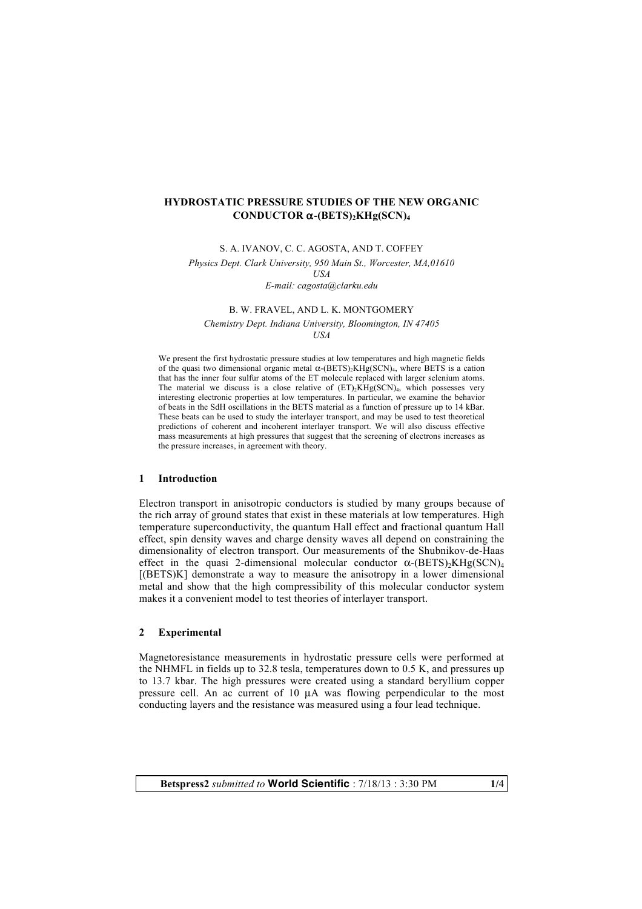# HYDROSTATIC PRESSURE STUDIES OF THE NEW ORGANIC CONDUCTOR $\alpha$-$(BETS)_2KHg(SCN)_4$

S. A. IVANOV, C. C. AGOSTA, AND T. COFFEY

*Physics Dept. Clark University, 950 Main St., Worcester, MA,01610*
*USA*
*E-mail: cagosta@clarku.edu*

B. W. FRAVEL, AND L. K. MONTGOMERY

*Chemistry Dept. Indiana University, Bloomington, IN 47405*
*USA*

We present the first hydrostatic pressure studies at low temperatures and high magnetic fields of the quasi two dimensional organic metal $\alpha$-$(BETS)_2KHg(SCN)_4$, where BETS is a cation that has the inner four sulfur atoms of the ET molecule replaced with larger selenium atoms. The material we discuss is a close relative of $(ET)_2KHg(SCN)_4$, which possesses very interesting electronic properties at low temperatures. In particular, we examine the behavior of beats in the SdH oscillations in the BETS material as a function of pressure up to 14 kBar. These beats can be used to study the interlayer transport, and may be used to test theoretical predictions of coherent and incoherent interlayer transport. We will also discuss effective mass measurements at high pressures that suggest that the screening of electrons increases as the pressure increases, in agreement with theory.

## 1 Introduction

Electron transport in anisotropic conductors is studied by many groups because of the rich array of ground states that exist in these materials at low temperatures. High temperature superconductivity, the quantum Hall effect and fractional quantum Hall effect, spin density waves and charge density waves all depend on constraining the dimensionality of electron transport. Our measurements of the Shubnikov-de-Haas effect in the quasi 2-dimensional molecular conductor $\alpha$-$(BETS)_2KHg(SCN)_4$ [(BETS)K] demonstrate a way to measure the anisotropy in a lower dimensional metal and show that the high compressibility of this molecular conductor system makes it a convenient model to test theories of interlayer transport.

## 2 Experimental

Magnetoresistance measurements in hydrostatic pressure cells were performed at the NHMFL in fields up to 32.8 tesla, temperatures down to 0.5 K, and pressures up to 13.7 kbar. The high pressures were created using a standard beryllium copper pressure cell. An ac current of 10 µA was flowing perpendicular to the most conducting layers and the resistance was measured using a four lead technique.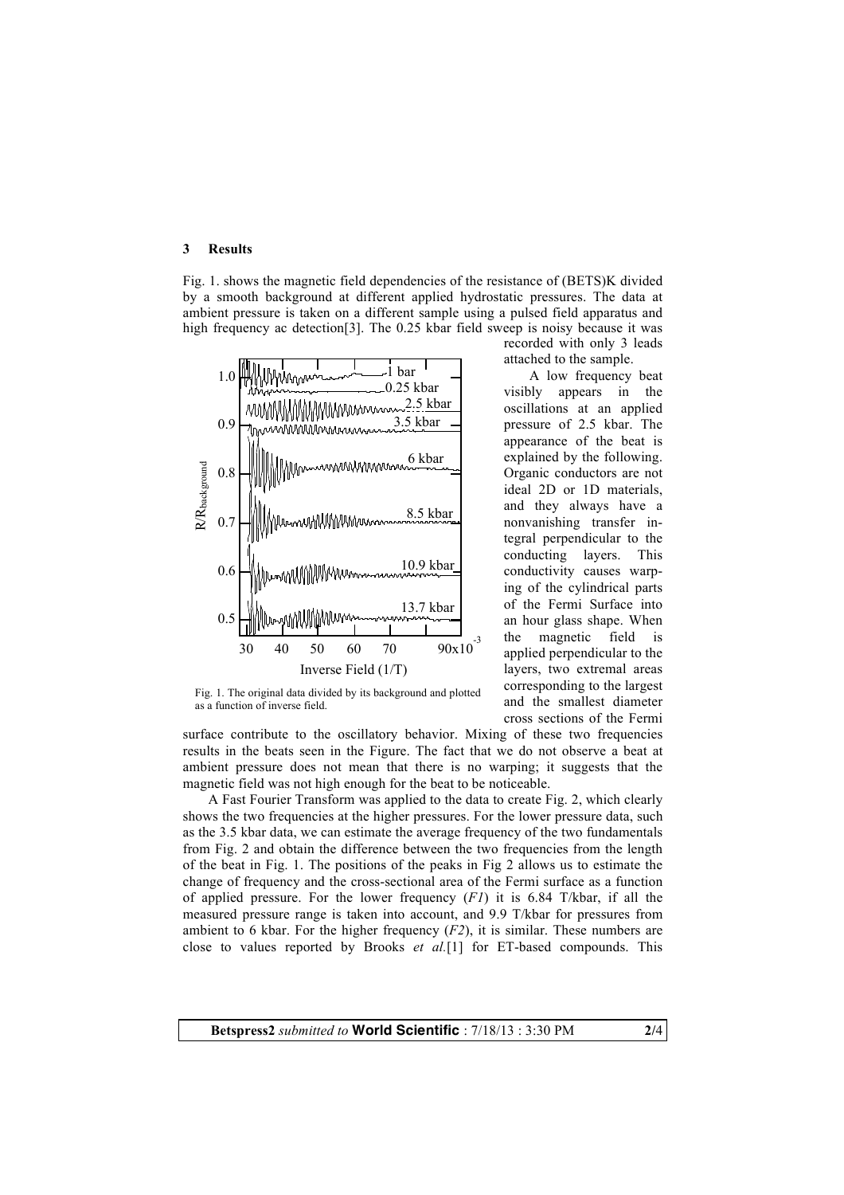## 3 Results

Fig. 1. shows the magnetic field dependencies of the resistance of (BETS)K divided by a smooth background at different applied hydrostatic pressures. The data at ambient pressure is taken on a different sample using a pulsed field apparatus and high frequency ac detection[3]. The 0.25 kbar field sweep is noisy because it was recorded with only 3 leads attached to the sample.

Fig. 1. The original data divided by its background and plotted as a function of inverse field.

A low frequency beat visibly appears in the oscillations at an applied pressure of 2.5 kbar. The appearance of the beat is explained by the following. Organic conductors are not ideal 2D or 1D materials, and they always have a nonvanishing transfer integral perpendicular to the conducting layers. This conductivity causes warping of the cylindrical parts of the Fermi Surface into an hour glass shape. When the magnetic field is applied perpendicular to the layers, two extremal areas corresponding to the largest and the smallest diameter cross sections of the Fermi surface contribute to the oscillatory behavior. Mixing of these two frequencies results in the beats seen in the Figure. The fact that we do not observe a beat at ambient pressure does not mean that there is no warping; it suggests that the magnetic field was not high enough for the beat to be noticeable.

A Fast Fourier Transform was applied to the data to create Fig. 2, which clearly shows the two frequencies at the higher pressures. For the lower pressure data, such as the 3.5 kbar data, we can estimate the average frequency of the two fundamentals from Fig. 2 and obtain the difference between the two frequencies from the length of the beat in Fig. 1. The positions of the peaks in Fig 2 allows us to estimate the change of frequency and the cross-sectional area of the Fermi surface as a function of applied pressure. For the lower frequency (*F1*) it is 6.84 T/kbar, if all the measured pressure range is taken into account, and 9.9 T/kbar for pressures from ambient to 6 kbar. For the higher frequency (*F2*), it is similar. These numbers are close to values reported by Brooks *et al.*[1] for ET-based compounds. This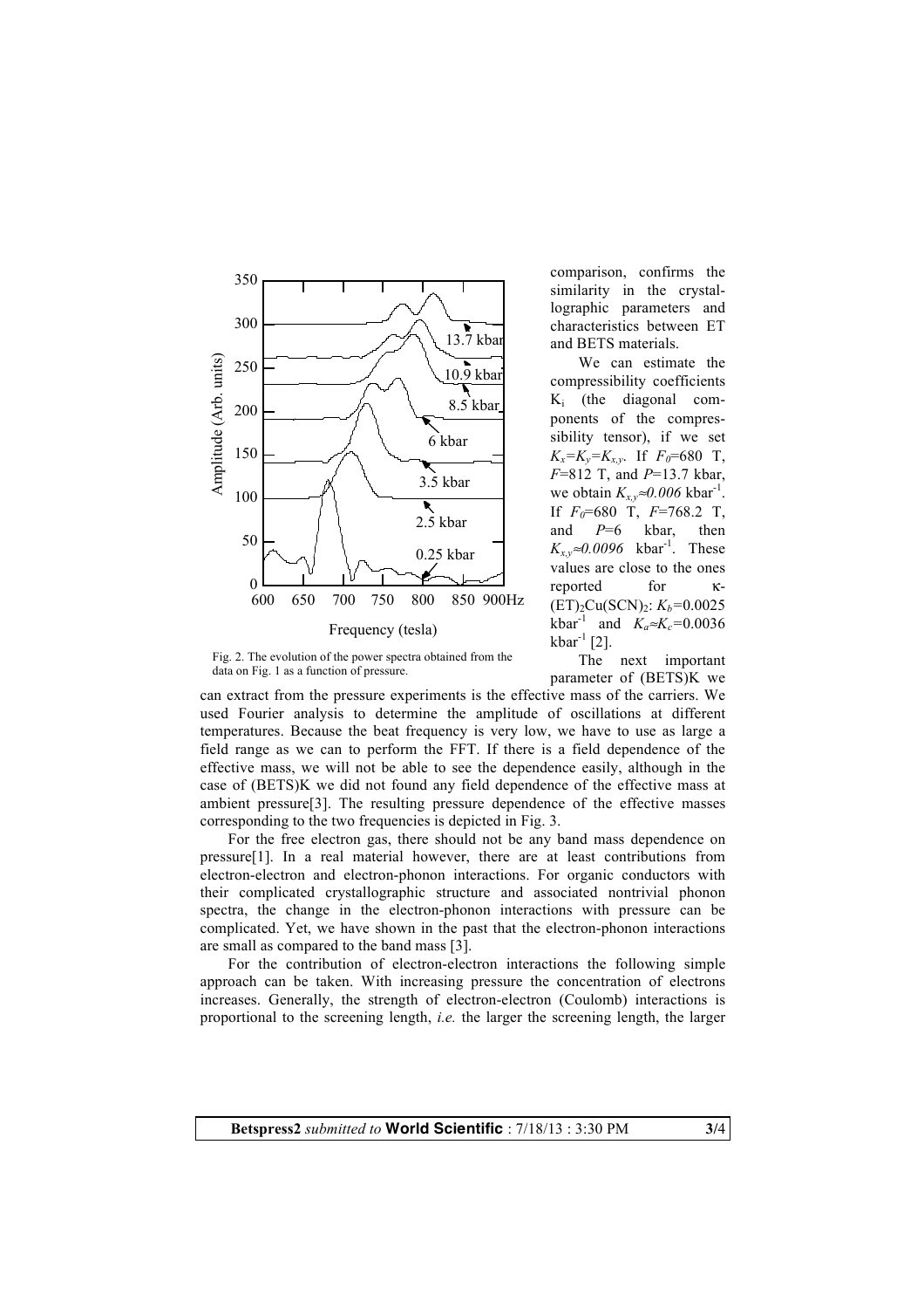Fig. 2. The evolution of the power spectra obtained from the data on Fig. 1 as a function of pressure.

comparison, confirms the similarity in the crystallographic parameters and characteristics between ET and BETS materials.

We can estimate the compressibility coefficients $K_i$ (the diagonal components of the compressibility tensor), if we set $K_x=K_y=K_{x,y}$. If $F_0$=680 T, $F$=812 T, and $P$=13.7 kbar, we obtain $K_{x,y}\approx 0.006$ kbar$^{-1}$. If $F_0$=680 T, $F$=768.2 T, and $P$=6 kbar, then $K_{x,y}\approx 0.0096$ kbar$^{-1}$. These values are close to the ones reported for κ-$(ET)_2Cu(SCN)_2$: $K_b$=0.0025 kbar$^{-1}$ and $K_a\approx K_c$=0.0036 kbar$^{-1}$ [2].

The next important parameter of (BETS)K we can extract from the pressure experiments is the effective mass of the carriers. We used Fourier analysis to determine the amplitude of oscillations at different temperatures. Because the beat frequency is very low, we have to use as large a field range as we can to perform the FFT. If there is a field dependence of the effective mass, we will not be able to see the dependence easily, although in the case of (BETS)K we did not found any field dependence of the effective mass at ambient pressure[3]. The resulting pressure dependence of the effective masses corresponding to the two frequencies is depicted in Fig. 3.

For the free electron gas, there should not be any band mass dependence on pressure[1]. In a real material however, there are at least contributions from electron-electron and electron-phonon interactions. For organic conductors with their complicated crystallographic structure and associated nontrivial phonon spectra, the change in the electron-phonon interactions with pressure can be complicated. Yet, we have shown in the past that the electron-phonon interactions are small as compared to the band mass [3].

For the contribution of electron-electron interactions the following simple approach can be taken. With increasing pressure the concentration of electrons increases. Generally, the strength of electron-electron (Coulomb) interactions is proportional to the screening length, *i.e.* the larger the screening length, the larger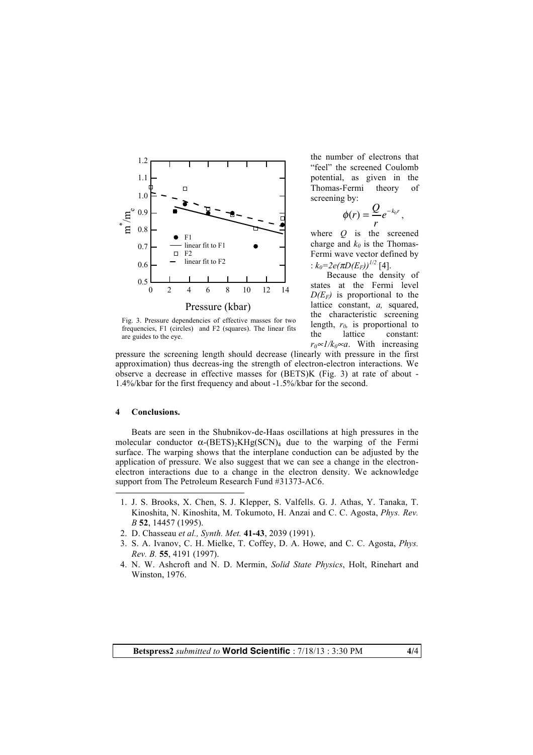1.2
1.1
1.0
0.9
0.8
0.7
0.6
0.5

$m^*/m_e$

0 2 4 6 8 10 12 14

Pressure (kbar)

F1
linear fit to F1
F2
linear fit to F2

Fig. 3. Pressure dependencies of effective masses for two frequencies, F1 (circles) and F2 (squares). The linear fits are guides to the eye.

the number of electrons that "feel" the screened Coulomb potential, as given in the Thomas-Fermi theory of screening by:

$$\phi(r) = \frac{Q}{r} e^{-k_0 r},$$

where $Q$ is the screened charge and $k_0$ is the Thomas-Fermi wave vector defined by : $k_0 = 2e(\pi D(E_F))^{1/2}$ [4].

Because the density of states at the Fermi level $D(E_F)$ is proportional to the lattice constant, $a$, squared, the characteristic screening length, $r_0$, is proportional to the lattice constant: $r_0 \propto 1/k_0 \propto a$. With increasing pressure the screening length should decrease (linearly with pressure in the first approximation) thus decreas-ing the strength of electron-electron interactions. We observe a decrease in effective masses for (BETS)K (Fig. 3) at rate of about -1.4%/kbar for the first frequency and about -1.5%/kbar for the second.

## 4 Conclusions.

Beats are seen in the Shubnikov-de-Haas oscillations at high pressures in the molecular conductor $\alpha$-$(BETS)_2KHg(SCN)_4$ due to the warping of the Fermi surface. The warping shows that the interplane conduction can be adjusted by the application of pressure. We also suggest that we can see a change in the electron-electron interactions due to a change in the electron density. We acknowledge support from The Petroleum Research Fund #31373-AC6.

1. J. S. Brooks, X. Chen, S. J. Klepper, S. Valfells. G. J. Athas, Y. Tanaka, T. Kinoshita, N. Kinoshita, M. Tokumoto, H. Anzai and C. C. Agosta, *Phys. Rev. B* **52**, 14457 (1995).
2. D. Chasseau *et al., Synth. Met.* **41-43**, 2039 (1991).
3. S. A. Ivanov, C. H. Mielke, T. Coffey, D. A. Howe, and C. C. Agosta, *Phys. Rev. B.* **55**, 4191 (1997).
4. N. W. Ashcroft and N. D. Mermin, *Solid State Physics*, Holt, Rinehart and Winston, 1976.